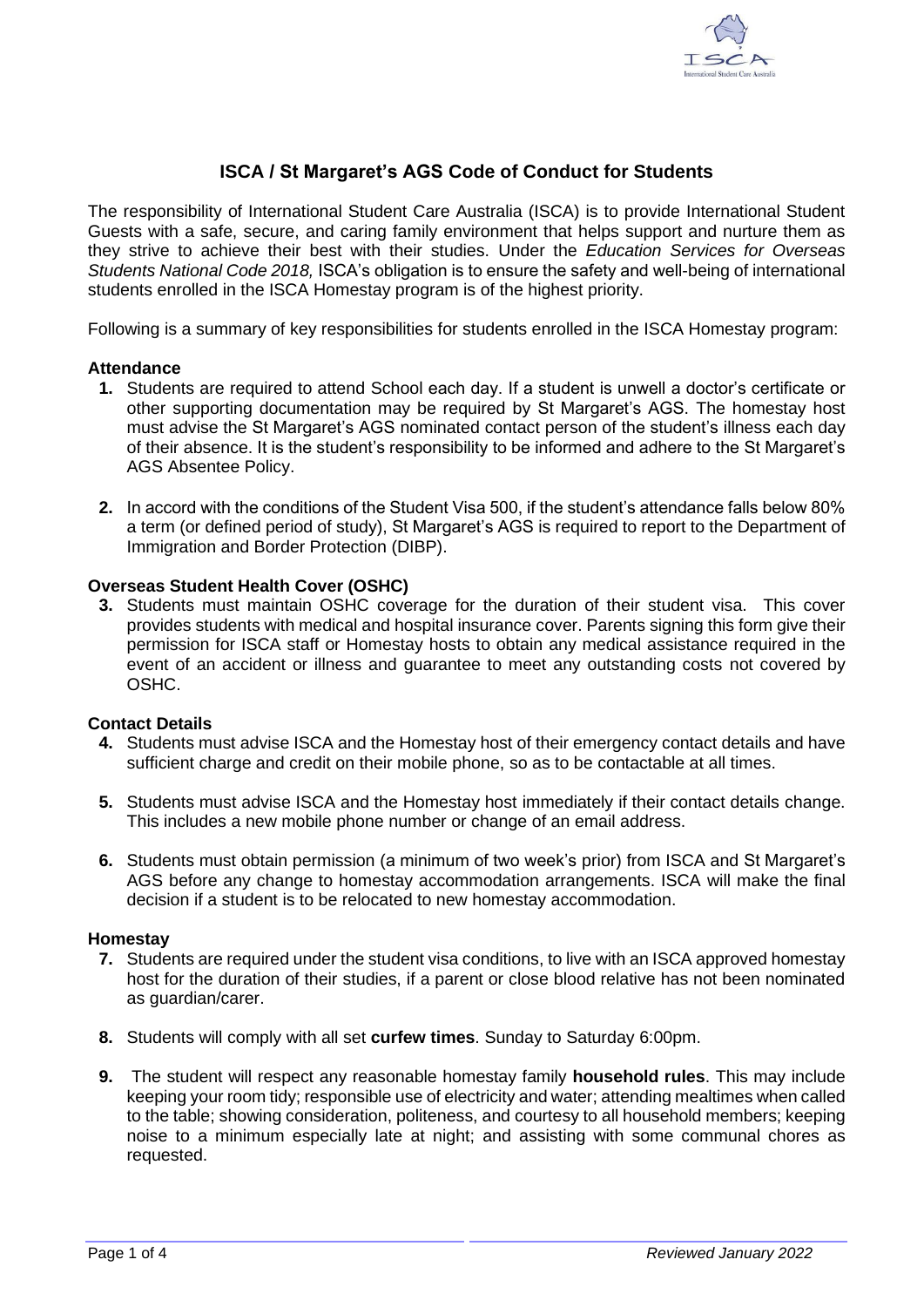# ISCA / St Margaret's AGS Code of Conduct for Students

The responsibility of International Student Care Australia (ISCA) is to provide International Student Guests with a safe, secure, and caring family environment that helps support and nurture them as they strive to achieve their best with their studies. Under the *Education Services for Overseas Students National Code 2018,* ISCA's obligation is to ensure the safety and well-being of international students enrolled in the ISCA Homestay program is of the highest priority.

Following is a summary of key responsibilities for students enrolled in the ISCA Homestay program:

### Attendance

1. Students are required to attend School each day. If a student is unwell a doctor's certificate or other supporting documentation may be required by St Margaret's AGS. The homestay host must advise the St Margaret's AGS nominated contact person of the student's illness each day of their absence. It is the student's responsibility to be informed and adhere to the St Margaret's AGS Absentee Policy.

2. In accord with the conditions of the Student Visa 500, if the student's attendance falls below 80% a term (or defined period of study), St Margaret's AGS is required to report to the Department of Immigration and Border Protection (DIBP).

### Overseas Student Health Cover (OSHC)

3. Students must maintain OSHC coverage for the duration of their student visa. This cover provides students with medical and hospital insurance cover. Parents signing this form give their permission for ISCA staff or Homestay hosts to obtain any medical assistance required in the event of an accident or illness and guarantee to meet any outstanding costs not covered by OSHC.

### Contact Details

4. Students must advise ISCA and the Homestay host of their emergency contact details and have sufficient charge and credit on their mobile phone, so as to be contactable at all times.

5. Students must advise ISCA and the Homestay host immediately if their contact details change. This includes a new mobile phone number or change of an email address.

6. Students must obtain permission (a minimum of two week's prior) from ISCA and St Margaret's AGS before any change to homestay accommodation arrangements. ISCA will make the final decision if a student is to be relocated to new homestay accommodation.

### Homestay

7. Students are required under the student visa conditions, to live with an ISCA approved homestay host for the duration of their studies, if a parent or close blood relative has not been nominated as guardian/carer.

8. Students will comply with all set **curfew times**. Sunday to Saturday 6:00pm.

9. The student will respect any reasonable homestay family **household rules**. This may include keeping your room tidy; responsible use of electricity and water; attending mealtimes when called to the table; showing consideration, politeness, and courtesy to all household members; keeping noise to a minimum especially late at night; and assisting with some communal chores as requested.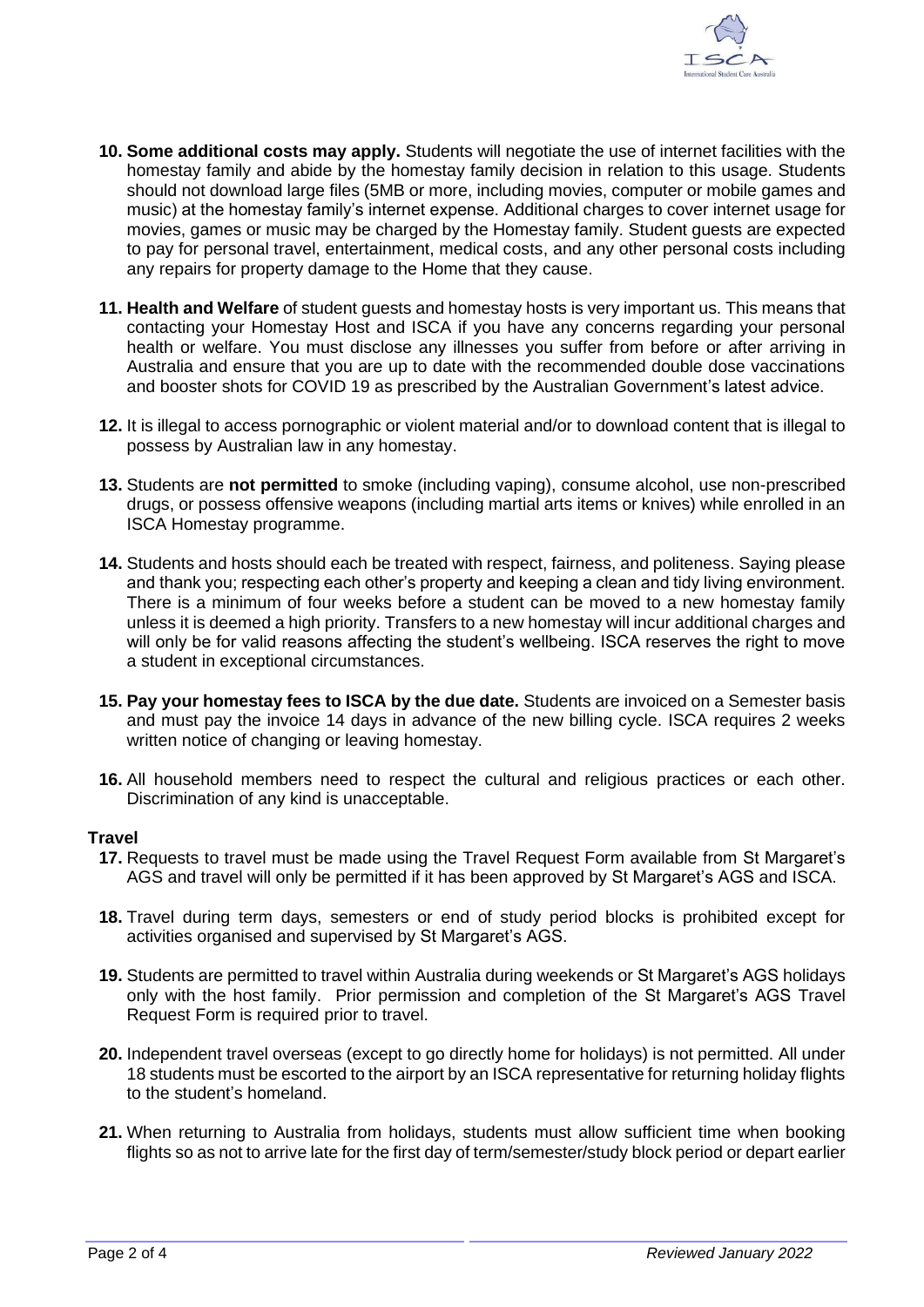10. **Some additional costs may apply.** Students will negotiate the use of internet facilities with the homestay family and abide by the homestay family decision in relation to this usage. Students should not download large files (5MB or more, including movies, computer or mobile games and music) at the homestay family's internet expense. Additional charges to cover internet usage for movies, games or music may be charged by the Homestay family. Student guests are expected to pay for personal travel, entertainment, medical costs, and any other personal costs including any repairs for property damage to the Home that they cause.

11. **Health and Welfare** of student guests and homestay hosts is very important us. This means that contacting your Homestay Host and ISCA if you have any concerns regarding your personal health or welfare. You must disclose any illnesses you suffer from before or after arriving in Australia and ensure that you are up to date with the recommended double dose vaccinations and booster shots for COVID 19 as prescribed by the Australian Government's latest advice.

12. It is illegal to access pornographic or violent material and/or to download content that is illegal to possess by Australian law in any homestay.

13. Students are **not permitted** to smoke (including vaping), consume alcohol, use non-prescribed drugs, or possess offensive weapons (including martial arts items or knives) while enrolled in an ISCA Homestay programme.

14. Students and hosts should each be treated with respect, fairness, and politeness. Saying please and thank you; respecting each other's property and keeping a clean and tidy living environment. There is a minimum of four weeks before a student can be moved to a new homestay family unless it is deemed a high priority. Transfers to a new homestay will incur additional charges and will only be for valid reasons affecting the student's wellbeing. ISCA reserves the right to move a student in exceptional circumstances.

15. **Pay your homestay fees to ISCA by the due date.** Students are invoiced on a Semester basis and must pay the invoice 14 days in advance of the new billing cycle. ISCA requires 2 weeks written notice of changing or leaving homestay.

16. All household members need to respect the cultural and religious practices or each other. Discrimination of any kind is unacceptable.

### Travel

17. Requests to travel must be made using the Travel Request Form available from St Margaret's AGS and travel will only be permitted if it has been approved by St Margaret's AGS and ISCA.

18. Travel during term days, semesters or end of study period blocks is prohibited except for activities organised and supervised by St Margaret's AGS.

19. Students are permitted to travel within Australia during weekends or St Margaret's AGS holidays only with the host family. Prior permission and completion of the St Margaret's AGS Travel Request Form is required prior to travel.

20. Independent travel overseas (except to go directly home for holidays) is not permitted. All under 18 students must be escorted to the airport by an ISCA representative for returning holiday flights to the student's homeland.

21. When returning to Australia from holidays, students must allow sufficient time when booking flights so as not to arrive late for the first day of term/semester/study block period or depart earlier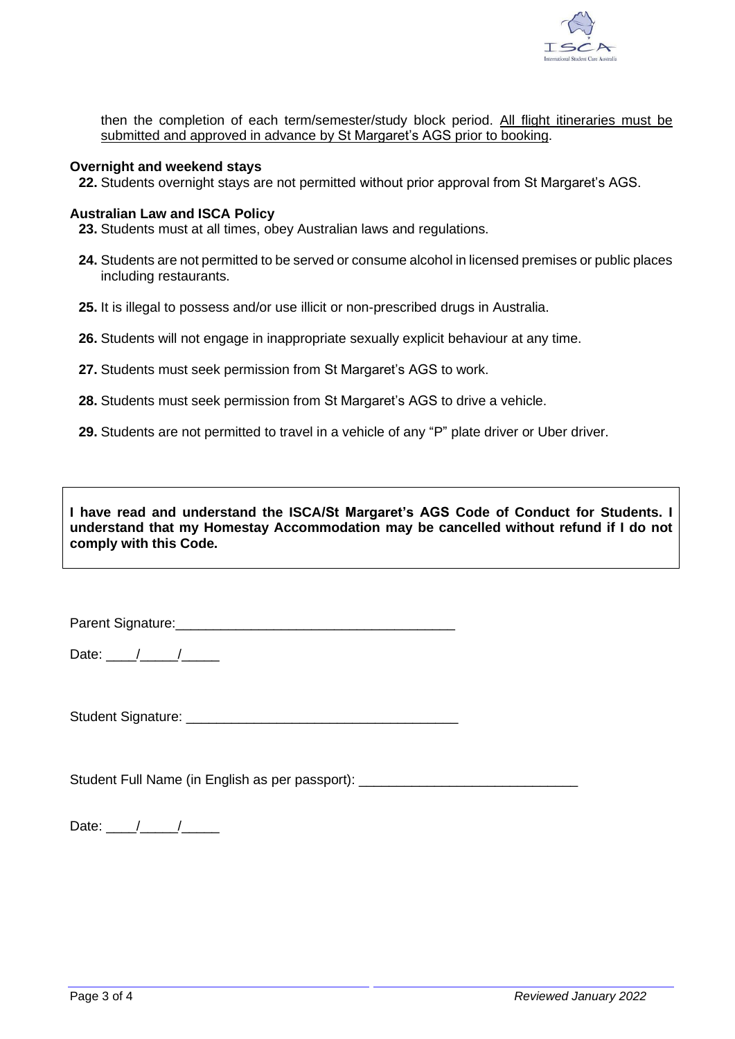then the completion of each term/semester/study block period. All flight itineraries must be submitted and approved in advance by St Margaret's AGS prior to booking.

**Overnight and weekend stays**

**22.** Students overnight stays are not permitted without prior approval from St Margaret's AGS.

**Australian Law and ISCA Policy**

**23.** Students must at all times, obey Australian laws and regulations.

**24.** Students are not permitted to be served or consume alcohol in licensed premises or public places including restaurants.

**25.** It is illegal to possess and/or use illicit or non-prescribed drugs in Australia.

**26.** Students will not engage in inappropriate sexually explicit behaviour at any time.

**27.** Students must seek permission from St Margaret's AGS to work.

**28.** Students must seek permission from St Margaret's AGS to drive a vehicle.

**29.** Students are not permitted to travel in a vehicle of any "P" plate driver or Uber driver.

**I have read and understand the ISCA/St Margaret's AGS Code of Conduct for Students. I understand that my Homestay Accommodation may be cancelled without refund if I do not comply with this Code.**

Parent Signature:_____________________________________

Date: ____/_____/_____

Student Signature: ____________________________________

Student Full Name (in English as per passport): _____________________________

Date: ____/_____/_____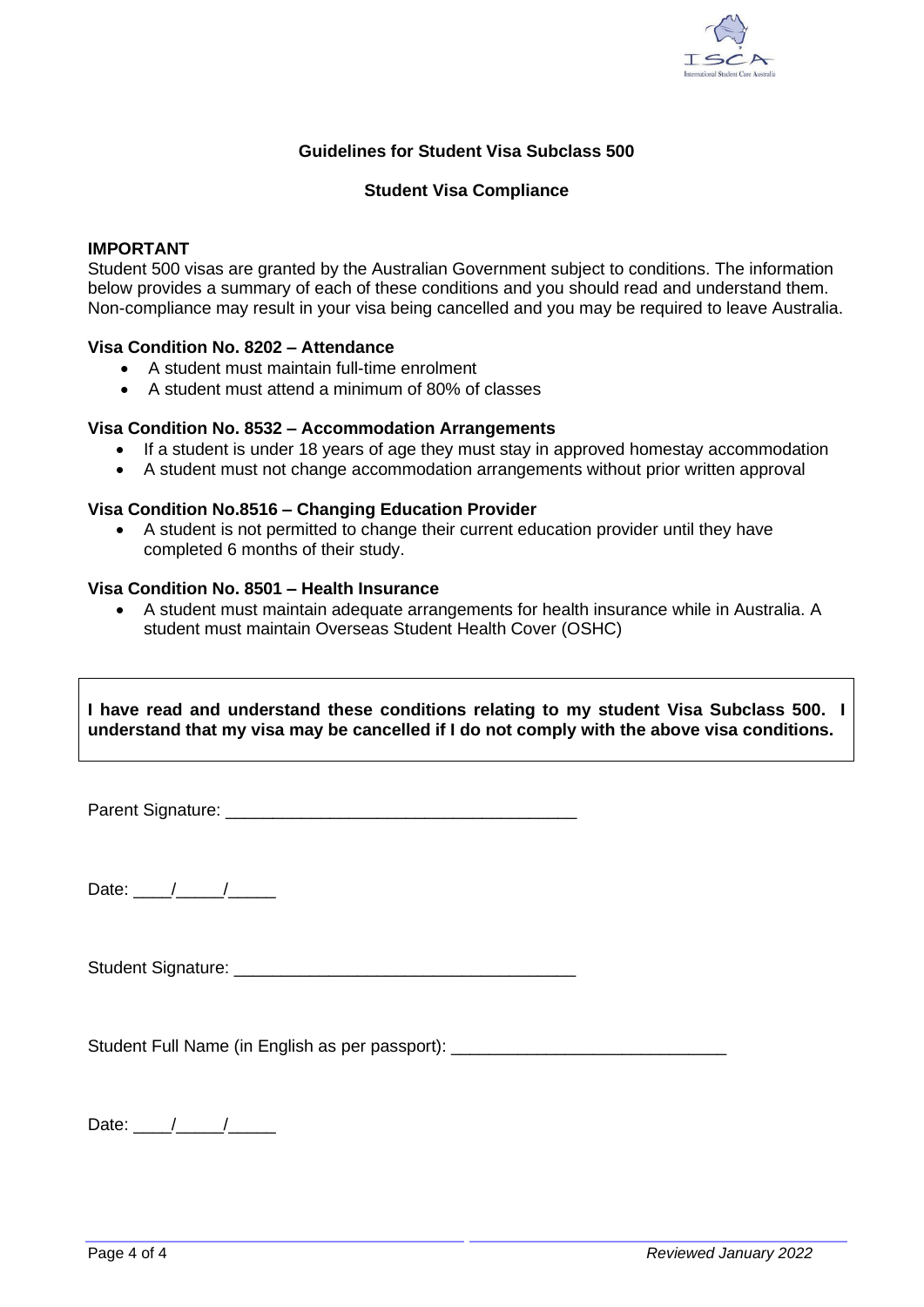## Guidelines for Student Visa Subclass 500

### Student Visa Compliance

**IMPORTANT**

Student 500 visas are granted by the Australian Government subject to conditions. The information below provides a summary of each of these conditions and you should read and understand them. Non-compliance may result in your visa being cancelled and you may be required to leave Australia.

**Visa Condition No. 8202 – Attendance**

- A student must maintain full-time enrolment
- A student must attend a minimum of 80% of classes

**Visa Condition No. 8532 – Accommodation Arrangements**

- If a student is under 18 years of age they must stay in approved homestay accommodation
- A student must not change accommodation arrangements without prior written approval

**Visa Condition No.8516 – Changing Education Provider**

- A student is not permitted to change their current education provider until they have completed 6 months of their study.

**Visa Condition No. 8501 – Health Insurance**

- A student must maintain adequate arrangements for health insurance while in Australia. A student must maintain Overseas Student Health Cover (OSHC)

**I have read and understand these conditions relating to my student Visa Subclass 500. I understand that my visa may be cancelled if I do not comply with the above visa conditions.**

Parent Signature: ______________________________________

Date: ____/_____/_____

Student Signature: ____________________________________

Student Full Name (in English as per passport): _____________________________

Date: ____/_____/_____

*Reviewed January 2022*